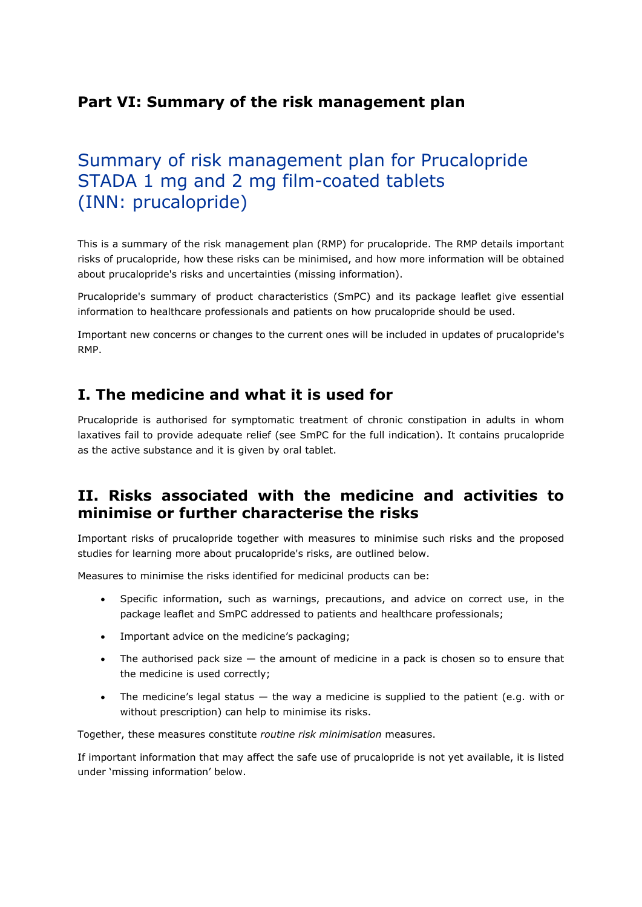# Part VI: Summary of the risk management plan

## Summary of risk management plan for Prucalopride STADA 1 mg and 2 mg film-coated tablets (INN: prucalopride)

This is a summary of the risk management plan (RMP) for prucalopride. The RMP details important risks of prucalopride, how these risks can be minimised, and how more information will be obtained about prucalopride's risks and uncertainties (missing information).

Prucalopride's summary of product characteristics (SmPC) and its package leaflet give essential information to healthcare professionals and patients on how prucalopride should be used.

Important new concerns or changes to the current ones will be included in updates of prucalopride's RMP.

## I. The medicine and what it is used for

Prucalopride is authorised for symptomatic treatment of chronic constipation in adults in whom laxatives fail to provide adequate relief (see SmPC for the full indication). It contains prucalopride as the active substance and it is given by oral tablet.

## II. Risks associated with the medicine and activities to minimise or further characterise the risks

Important risks of prucalopride together with measures to minimise such risks and the proposed studies for learning more about prucalopride's risks, are outlined below.

Measures to minimise the risks identified for medicinal products can be:

- Specific information, such as warnings, precautions, and advice on correct use, in the package leaflet and SmPC addressed to patients and healthcare professionals;
- Important advice on the medicine's packaging;
- The authorised pack size — the amount of medicine in a pack is chosen so to ensure that the medicine is used correctly;
- The medicine's legal status — the way a medicine is supplied to the patient (e.g. with or without prescription) can help to minimise its risks.

Together, these measures constitute *routine risk minimisation* measures.

If important information that may affect the safe use of prucalopride is not yet available, it is listed under 'missing information' below.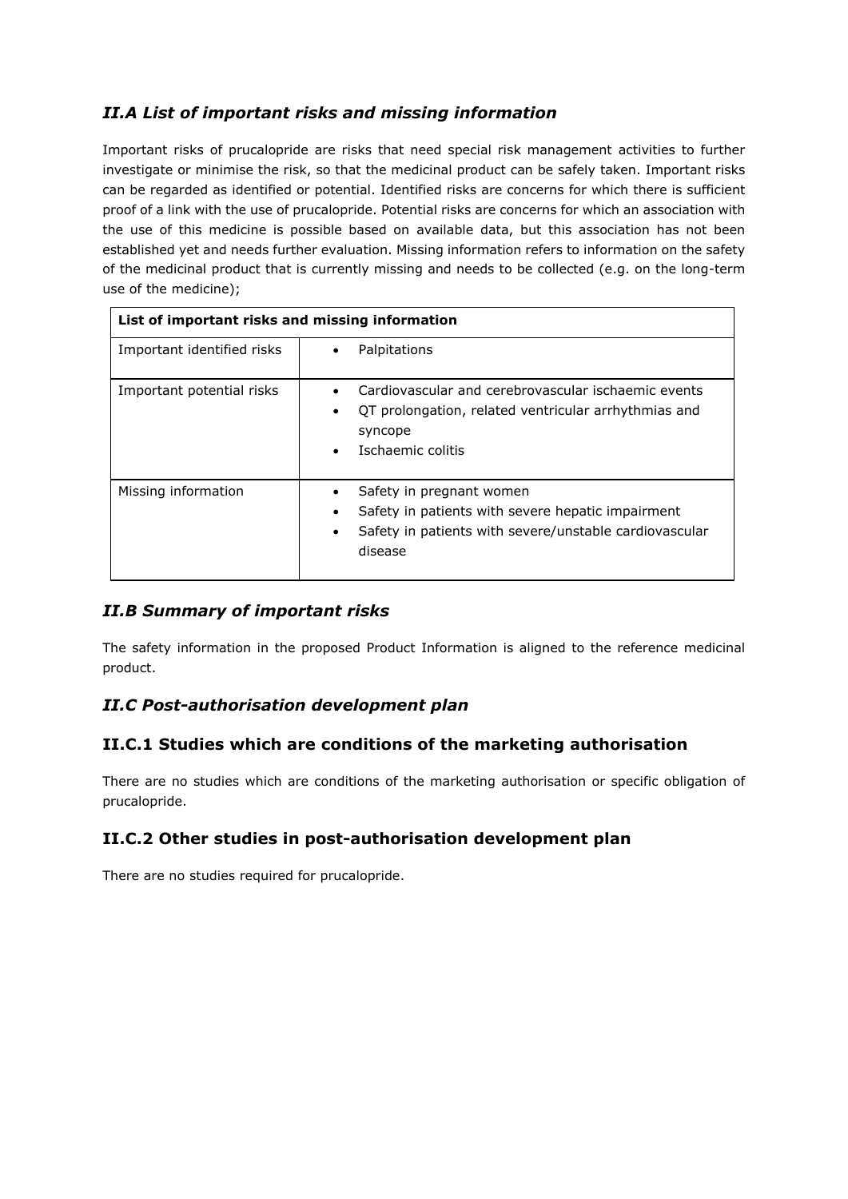## *II.A List of important risks and missing information*

Important risks of prucalopride are risks that need special risk management activities to further investigate or minimise the risk, so that the medicinal product can be safely taken. Important risks can be regarded as identified or potential. Identified risks are concerns for which there is sufficient proof of a link with the use of prucalopride. Potential risks are concerns for which an association with the use of this medicine is possible based on available data, but this association has not been established yet and needs further evaluation. Missing information refers to information on the safety of the medicinal product that is currently missing and needs to be collected (e.g. on the long-term use of the medicine);

| **List of important risks and missing information** | |
|---|---|
| Important identified risks | • Palpitations |
| Important potential risks | • Cardiovascular and cerebrovascular ischaemic events<br>• QT prolongation, related ventricular arrhythmias and syncope<br>• Ischaemic colitis |
| Missing information | • Safety in pregnant women<br>• Safety in patients with severe hepatic impairment<br>• Safety in patients with severe/unstable cardiovascular disease |

## *II.B Summary of important risks*

The safety information in the proposed Product Information is aligned to the reference medicinal product.

## *II.C Post-authorisation development plan*

### II.C.1 Studies which are conditions of the marketing authorisation

There are no studies which are conditions of the marketing authorisation or specific obligation of prucalopride.

### II.C.2 Other studies in post-authorisation development plan

There are no studies required for prucalopride.